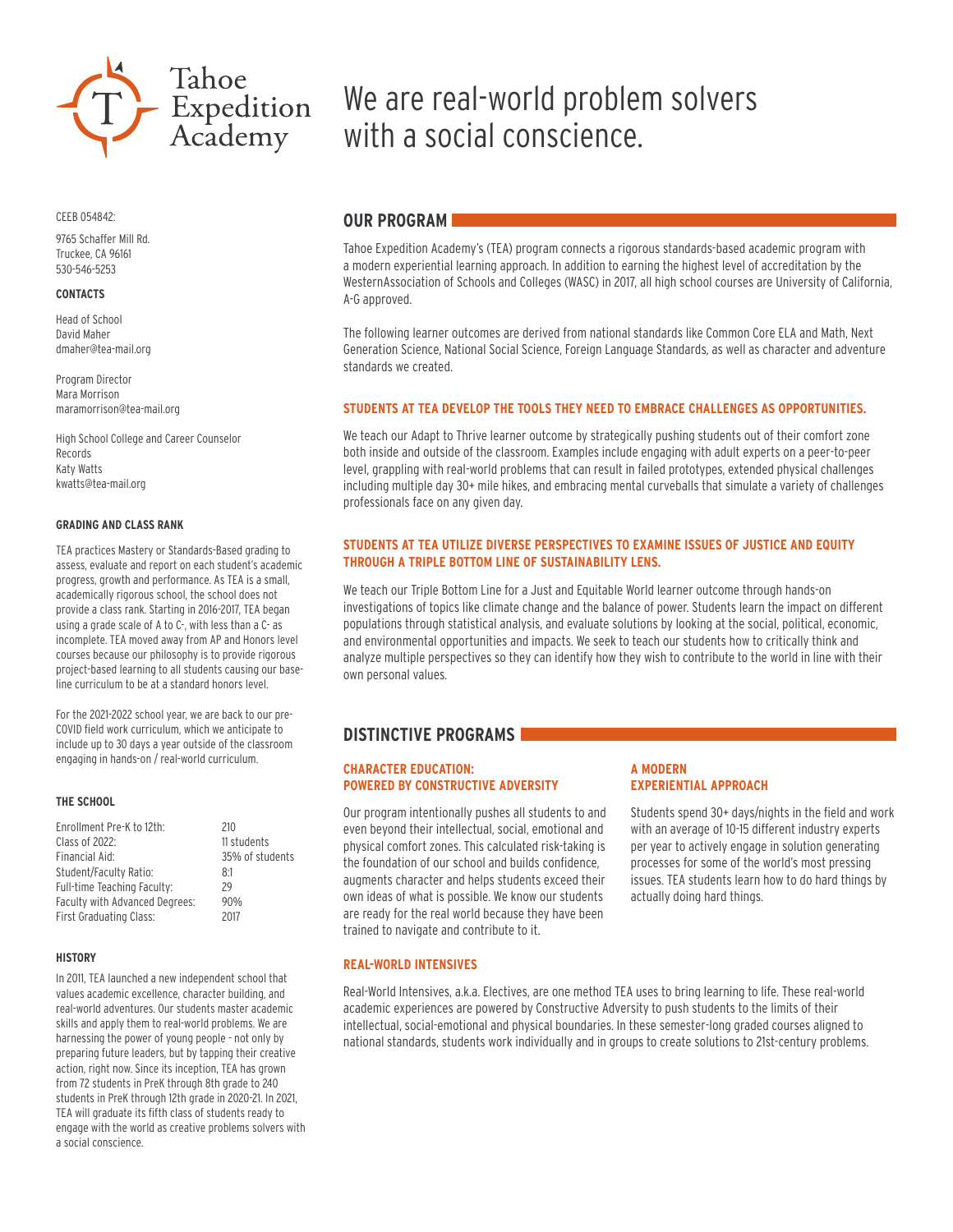# Tahoe Expedition Academy

# We are real-world problem solvers with a social conscience.

CEEB 054842:

9765 Schaffer Mill Rd.
Truckee, CA 96161
530-546-5253

### CONTACTS

Head of School
David Maher
dmaher@tea-mail.org

Program Director
Mara Morrison
maramorrison@tea-mail.org

High School College and Career Counselor
Records
Katy Watts
kwatts@tea-mail.org

### GRADING AND CLASS RANK

TEA practices Mastery or Standards-Based grading to assess, evaluate and report on each student's academic progress, growth and performance. As TEA is a small, academically rigorous school, the school does not provide a class rank. Starting in 2016-2017, TEA began using a grade scale of A to C-, with less than a C- as incomplete. TEA moved away from AP and Honors level courses because our philosophy is to provide rigorous project-based learning to all students causing our baseline curriculum to be at a standard honors level.

For the 2021-2022 school year, we are back to our pre-COVID field work curriculum, which we anticipate to include up to 30 days a year outside of the classroom engaging in hands-on / real-world curriculum.

### THE SCHOOL

| | |
|---|---|
| Enrollment Pre-K to 12th: | 210 |
| Class of 2022: | 11 students |
| Financial Aid: | 35% of students |
| Student/Faculty Ratio: | 8:1 |
| Full-time Teaching Faculty: | 29 |
| Faculty with Advanced Degrees: | 90% |
| First Graduating Class: | 2017 |

### HISTORY

In 2011, TEA launched a new independent school that values academic excellence, character building, and real-world adventures. Our students master academic skills and apply them to real-world problems. We are harnessing the power of young people - not only by preparing future leaders, but by tapping their creative action, right now. Since its inception, TEA has grown from 72 students in PreK through 8th grade to 240 students in PreK through 12th grade in 2020-21. In 2021, TEA will graduate its fifth class of students ready to engage with the world as creative problems solvers with a social conscience.

## OUR PROGRAM

Tahoe Expedition Academy's (TEA) program connects a rigorous standards-based academic program with a modern experiential learning approach. In addition to earning the highest level of accreditation by the WesternAssociation of Schools and Colleges (WASC) in 2017, all high school courses are University of California, A-G approved.

The following learner outcomes are derived from national standards like Common Core ELA and Math, Next Generation Science, National Social Science, Foreign Language Standards, as well as character and adventure standards we created.

### STUDENTS AT TEA DEVELOP THE TOOLS THEY NEED TO EMBRACE CHALLENGES AS OPPORTUNITIES.

We teach our Adapt to Thrive learner outcome by strategically pushing students out of their comfort zone both inside and outside of the classroom. Examples include engaging with adult experts on a peer-to-peer level, grappling with real-world problems that can result in failed prototypes, extended physical challenges including multiple day 30+ mile hikes, and embracing mental curveballs that simulate a variety of challenges professionals face on any given day.

### STUDENTS AT TEA UTILIZE DIVERSE PERSPECTIVES TO EXAMINE ISSUES OF JUSTICE AND EQUITY THROUGH A TRIPLE BOTTOM LINE OF SUSTAINABILITY LENS.

We teach our Triple Bottom Line for a Just and Equitable World learner outcome through hands-on investigations of topics like climate change and the balance of power. Students learn the impact on different populations through statistical analysis, and evaluate solutions by looking at the social, political, economic, and environmental opportunities and impacts. We seek to teach our students how to critically think and analyze multiple perspectives so they can identify how they wish to contribute to the world in line with their own personal values.

## DISTINCTIVE PROGRAMS

### CHARACTER EDUCATION: POWERED BY CONSTRUCTIVE ADVERSITY

Our program intentionally pushes all students to and even beyond their intellectual, social, emotional and physical comfort zones. This calculated risk-taking is the foundation of our school and builds confidence, augments character and helps students exceed their own ideas of what is possible. We know our students are ready for the real world because they have been trained to navigate and contribute to it.

### A MODERN EXPERIENTIAL APPROACH

Students spend 30+ days/nights in the field and work with an average of 10-15 different industry experts per year to actively engage in solution generating processes for some of the world's most pressing issues. TEA students learn how to do hard things by actually doing hard things.

### REAL-WORLD INTENSIVES

Real-World Intensives, a.k.a. Electives, are one method TEA uses to bring learning to life. These real-world academic experiences are powered by Constructive Adversity to push students to the limits of their intellectual, social-emotional and physical boundaries. In these semester-long graded courses aligned to national standards, students work individually and in groups to create solutions to 21st-century problems.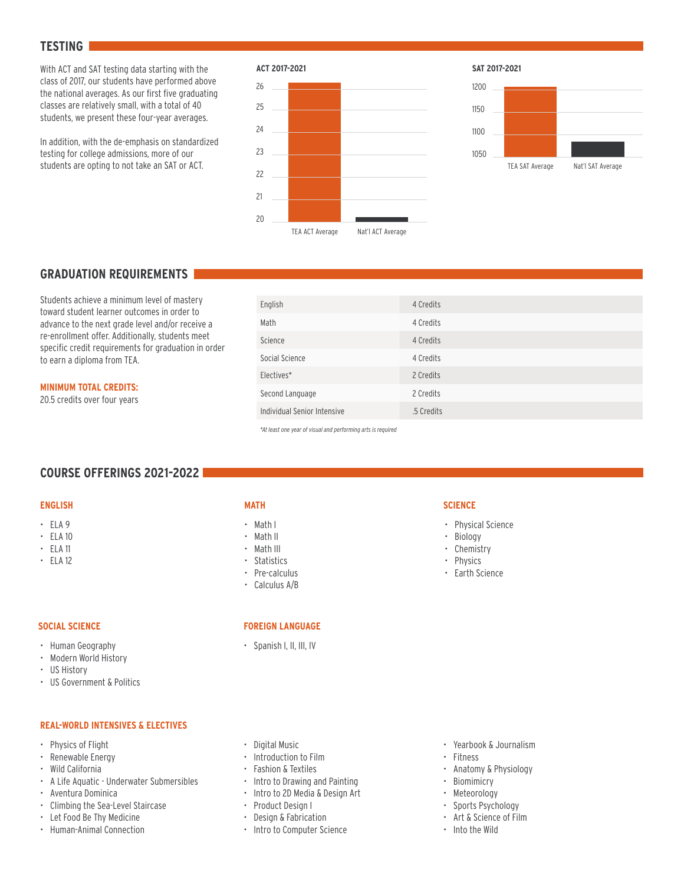## TESTING

With ACT and SAT testing data starting with the class of 2017, our students have performed above the national averages. As our first five graduating classes are relatively small, with a total of 40 students, we present these four-year averages.

In addition, with the de-emphasis on standardized testing for college admissions, more of our students are opting to not take an SAT or ACT.

**ACT 2017-2021**

**SAT 2017-2021**

## GRADUATION REQUIREMENTS

Students achieve a minimum level of mastery toward student learner outcomes in order to advance to the next grade level and/or receive a re-enrollment offer. Additionally, students meet specific credit requirements for graduation in order to earn a diploma from TEA.

**MINIMUM TOTAL CREDITS:**
20.5 credits over four years

| | |
|---|---|
| English | 4 Credits |
| Math | 4 Credits |
| Science | 4 Credits |
| Social Science | 4 Credits |
| Electives* | 2 Credits |
| Second Language | 2 Credits |
| Individual Senior Intensive | .5 Credits |

*\*At least one year of visual and performing arts is required*

## COURSE OFFERINGS 2021-2022

### ENGLISH

- ELA 9
- ELA 10
- ELA 11
- ELA 12

### MATH

- Math I
- Math II
- Math III
- Statistics
- Pre-calculus
- Calculus A/B

### SCIENCE

- Physical Science
- Biology
- Chemistry
- Physics
- Earth Science

### SOCIAL SCIENCE

- Human Geography
- Modern World History
- US History
- US Government & Politics

### FOREIGN LANGUAGE

- Spanish I, II, III, IV

### REAL-WORLD INTENSIVES & ELECTIVES

- Physics of Flight
- Renewable Energy
- Wild California
- A Life Aquatic - Underwater Submersibles
- Aventura Dominica
- Climbing the Sea-Level Staircase
- Let Food Be Thy Medicine
- Human-Animal Connection
- Digital Music
- Introduction to Film
- Fashion & Textiles
- Intro to Drawing and Painting
- Intro to 2D Media & Design Art
- Product Design I
- Design & Fabrication
- Intro to Computer Science
- Yearbook & Journalism
- Fitness
- Anatomy & Physiology
- Biomimicry
- Meteorology
- Sports Psychology
- Art & Science of Film
- Into the Wild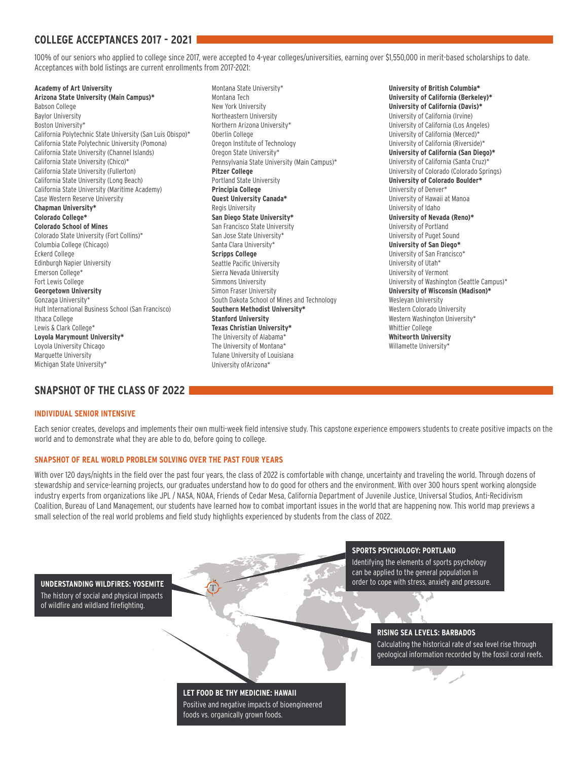## COLLEGE ACCEPTANCES 2017 - 2021

100% of our seniors who applied to college since 2017, were accepted to 4-year colleges/universities, earning over $1,550,000 in merit-based scholarships to date. Acceptances with bold listings are current enrollments from 2017-2021:

**Academy of Art University**
**Arizona State University (Main Campus)***
Babson College
Baylor University
Boston University*
California Polytechnic State University (San Luis Obispo)*
California State Polytechnic University (Pomona)
California State University (Channel Islands)
California State University (Chico)*
California State University (Fullerton)
California State University (Long Beach)
California State University (Maritime Academy)
Case Western Reserve University
**Chapman University***
**Colorado College***
**Colorado School of Mines**
Colorado State University (Fort Collins)*
Columbia College (Chicago)
Eckerd College
Edinburgh Napier University
Emerson College*
Fort Lewis College
**Georgetown University**
Gonzaga University*
Hult International Business School (San Francisco)
Ithaca College
Lewis & Clark College*
**Loyola Marymount University***
Loyola University Chicago
Marquette University
Michigan State University*
Montana State University*
Montana Tech
New York University
Northeastern University
Northern Arizona University*
Oberlin College
Oregon Institute of Technology
Oregon State University*
Pennsylvania State University (Main Campus)*
**Pitzer College**
Portland State University
**Principia College**
**Quest University Canada***
Regis University
**San Diego State University***
San Francisco State University
San Jose State University*
Santa Clara University*
**Scripps College**
Seattle Pacific University
Sierra Nevada University
Simmons University
Simon Fraser University
South Dakota School of Mines and Technology
**Southern Methodist University***
**Stanford University**
**Texas Christian University***
The University of Alabama*
The University of Montana*
Tulane University of Louisiana
University ofArizona*
**University of British Columbia***
**University of California (Berkeley)***
**University of California (Davis)***
University of California (Irvine)
University of California (Los Angeles)
University of California (Merced)*
University of California (Riverside)*
**University of California (San Diego)***
University of California (Santa Cruz)*
University of Colorado (Colorado Springs)
**University of Colorado Boulder***
University of Denver*
University of Hawaii at Manoa
University of Idaho
**University of Nevada (Reno)***
University of Portland
University of Puget Sound
**University of San Diego***
University of San Francisco*
University of Utah*
University of Vermont
University of Washington (Seattle Campus)*
**University of Wisconsin (Madison)***
Wesleyan University
Western Colorado University
Western Washington University*
Whittier College
**Whitworth University**
Willamette University*

## SNAPSHOT OF THE CLASS OF 2022

### INDIVIDUAL SENIOR INTENSIVE

Each senior creates, develops and implements their own multi-week field intensive study. This capstone experience empowers students to create positive impacts on the world and to demonstrate what they are able to do, before going to college.

### SNAPSHOT OF REAL WORLD PROBLEM SOLVING OVER THE PAST FOUR YEARS

With over 120 days/nights in the field over the past four years, the class of 2022 is comfortable with change, uncertainty and traveling the world. Through dozens of stewardship and service-learning projects, our graduates understand how to do good for others and the environment. With over 300 hours spent working alongside industry experts from organizations like JPL / NASA, NOAA, Friends of Cedar Mesa, California Department of Juvenile Justice, Universal Studios, Anti-Recidivism Coalition, Bureau of Land Management, our students have learned how to combat important issues in the world that are happening now. This world map previews a small selection of the real world problems and field study highlights experienced by students from the class of 2022.

**SPORTS PSYCHOLOGY: PORTLAND**
Identifying the elements of sports psychology can be applied to the general population in order to cope with stress, anxiety and pressure.

**UNDERSTANDING WILDFIRES: YOSEMITE**
The history of social and physical impacts of wildfire and wildland firefighting.

**RISING SEA LEVELS: BARBADOS**
Calculating the historical rate of sea level rise through geological information recorded by the fossil coral reefs.

**LET FOOD BE THY MEDICINE: HAWAII**
Positive and negative impacts of bioengineered foods vs. organically grown foods.